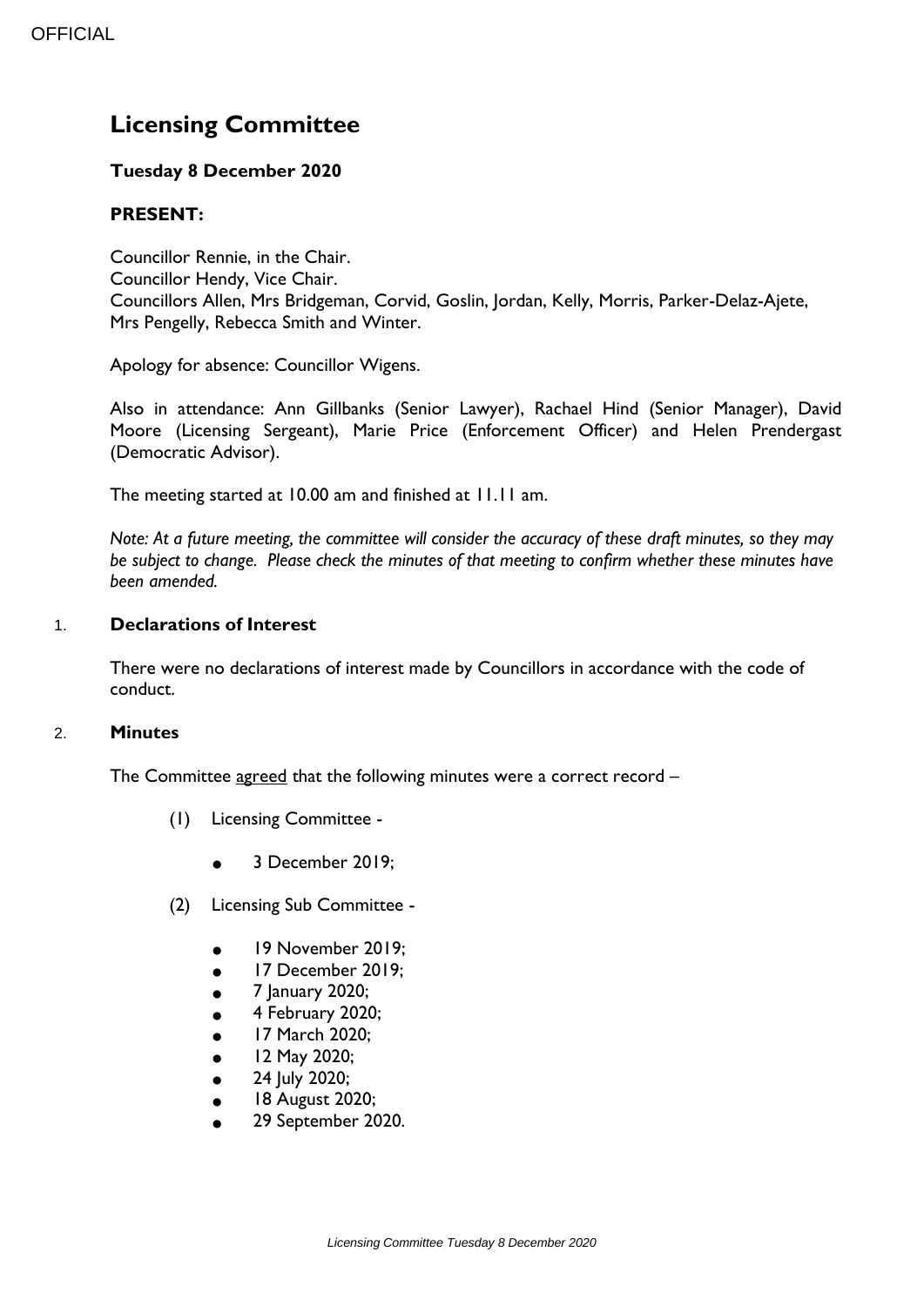OFFICIAL

# Licensing Committee

**Tuesday 8 December 2020**

**PRESENT:**

Councillor Rennie, in the Chair.
Councillor Hendy, Vice Chair.
Councillors Allen, Mrs Bridgeman, Corvid, Goslin, Jordan, Kelly, Morris, Parker-Delaz-Ajete, Mrs Pengelly, Rebecca Smith and Winter.

Apology for absence: Councillor Wigens.

Also in attendance: Ann Gillbanks (Senior Lawyer), Rachael Hind (Senior Manager), David Moore (Licensing Sergeant), Marie Price (Enforcement Officer) and Helen Prendergast (Democratic Advisor).

The meeting started at 10.00 am and finished at 11.11 am.

*Note: At a future meeting, the committee will consider the accuracy of these draft minutes, so they may be subject to change. Please check the minutes of that meeting to confirm whether these minutes have been amended.*

## 1. Declarations of Interest

There were no declarations of interest made by Councillors in accordance with the code of conduct.

## 2. Minutes

The Committee agreed that the following minutes were a correct record –

(1) Licensing Committee -

- 3 December 2019;

(2) Licensing Sub Committee -

- 19 November 2019;
- 17 December 2019;
- 7 January 2020;
- 4 February 2020;
- 17 March 2020;
- 12 May 2020;
- 24 July 2020;
- 18 August 2020;
- 29 September 2020.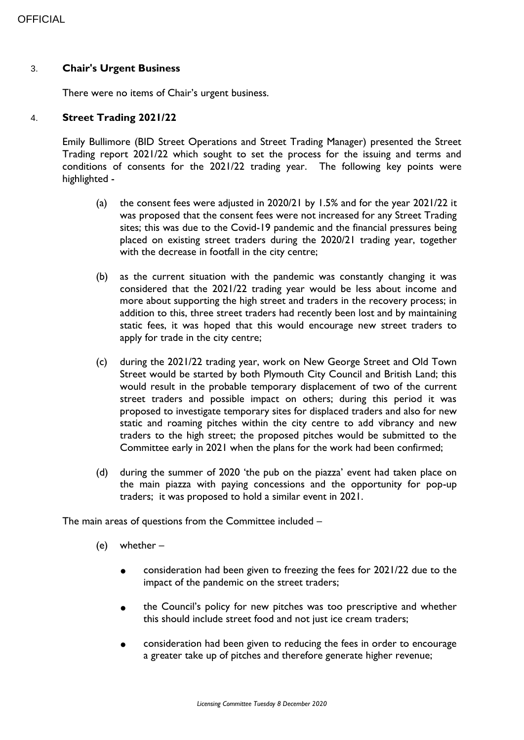## 3. Chair's Urgent Business

There were no items of Chair's urgent business.

## 4. Street Trading 2021/22

Emily Bullimore (BID Street Operations and Street Trading Manager) presented the Street Trading report 2021/22 which sought to set the process for the issuing and terms and conditions of consents for the 2021/22 trading year. The following key points were highlighted -

(a) the consent fees were adjusted in 2020/21 by 1.5% and for the year 2021/22 it was proposed that the consent fees were not increased for any Street Trading sites; this was due to the Covid-19 pandemic and the financial pressures being placed on existing street traders during the 2020/21 trading year, together with the decrease in footfall in the city centre;

(b) as the current situation with the pandemic was constantly changing it was considered that the 2021/22 trading year would be less about income and more about supporting the high street and traders in the recovery process; in addition to this, three street traders had recently been lost and by maintaining static fees, it was hoped that this would encourage new street traders to apply for trade in the city centre;

(c) during the 2021/22 trading year, work on New George Street and Old Town Street would be started by both Plymouth City Council and British Land; this would result in the probable temporary displacement of two of the current street traders and possible impact on others; during this period it was proposed to investigate temporary sites for displaced traders and also for new static and roaming pitches within the city centre to add vibrancy and new traders to the high street; the proposed pitches would be submitted to the Committee early in 2021 when the plans for the work had been confirmed;

(d) during the summer of 2020 'the pub on the piazza' event had taken place on the main piazza with paying concessions and the opportunity for pop-up traders; it was proposed to hold a similar event in 2021.

The main areas of questions from the Committee included –

(e) whether –

- consideration had been given to freezing the fees for 2021/22 due to the impact of the pandemic on the street traders;
- the Council's policy for new pitches was too prescriptive and whether this should include street food and not just ice cream traders;
- consideration had been given to reducing the fees in order to encourage a greater take up of pitches and therefore generate higher revenue;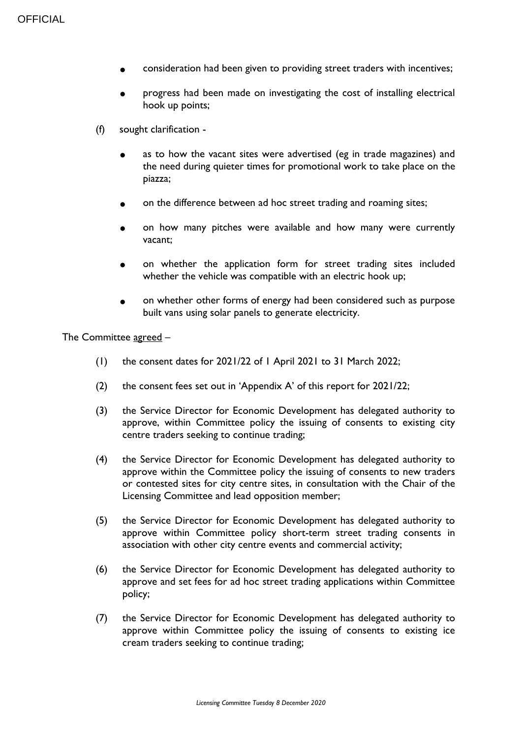- consideration had been given to providing street traders with incentives;

- progress had been made on investigating the cost of installing electrical hook up points;

(f) sought clarification -

- as to how the vacant sites were advertised (eg in trade magazines) and the need during quieter times for promotional work to take place on the piazza;

- on the difference between ad hoc street trading and roaming sites;

- on how many pitches were available and how many were currently vacant;

- on whether the application form for street trading sites included whether the vehicle was compatible with an electric hook up;

- on whether other forms of energy had been considered such as purpose built vans using solar panels to generate electricity.

The Committee <u>agreed</u> –

(1) the consent dates for 2021/22 of 1 April 2021 to 31 March 2022;

(2) the consent fees set out in 'Appendix A' of this report for 2021/22;

(3) the Service Director for Economic Development has delegated authority to approve, within Committee policy the issuing of consents to existing city centre traders seeking to continue trading;

(4) the Service Director for Economic Development has delegated authority to approve within the Committee policy the issuing of consents to new traders or contested sites for city centre sites, in consultation with the Chair of the Licensing Committee and lead opposition member;

(5) the Service Director for Economic Development has delegated authority to approve within Committee policy short-term street trading consents in association with other city centre events and commercial activity;

(6) the Service Director for Economic Development has delegated authority to approve and set fees for ad hoc street trading applications within Committee policy;

(7) the Service Director for Economic Development has delegated authority to approve within Committee policy the issuing of consents to existing ice cream traders seeking to continue trading;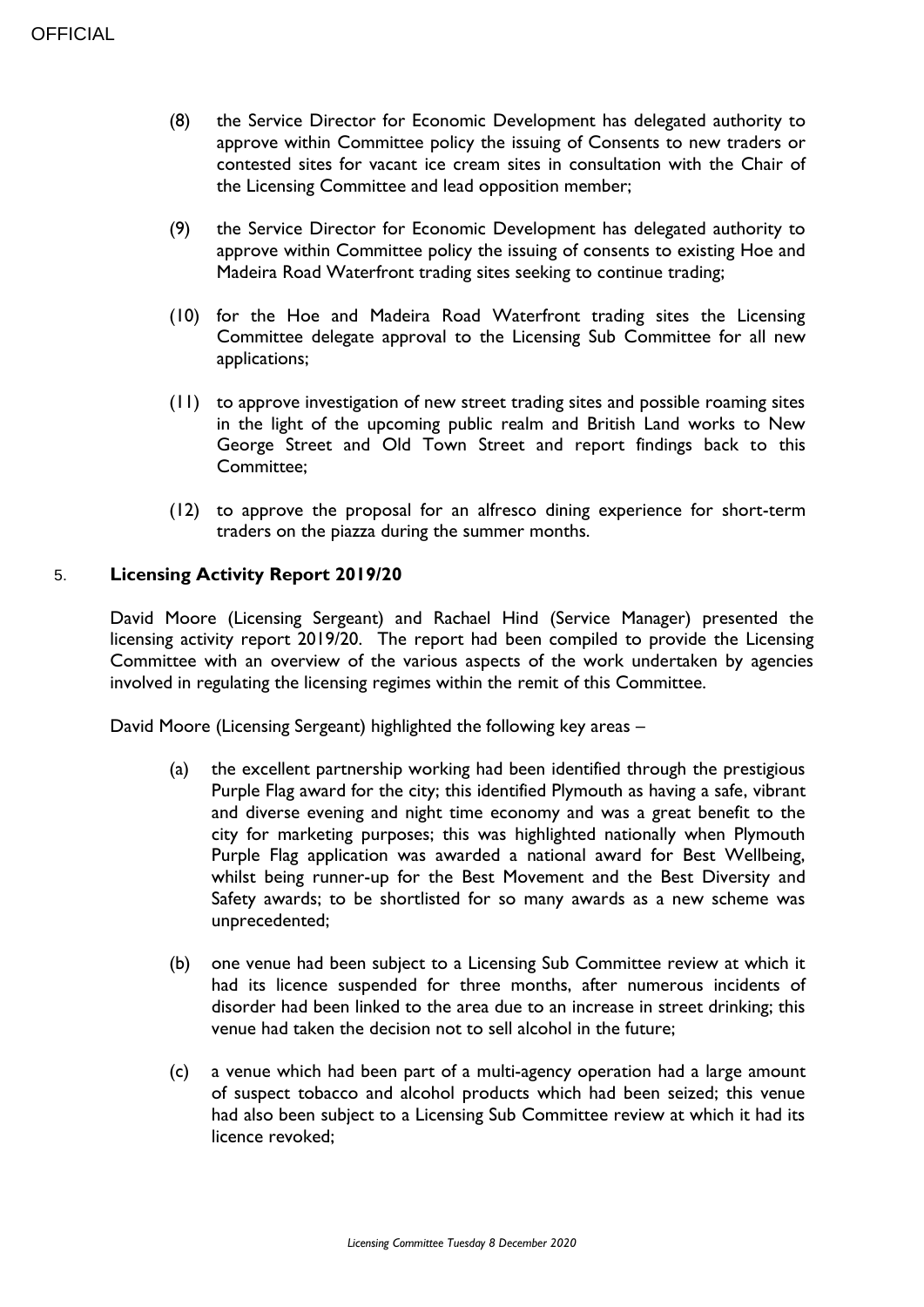(8) the Service Director for Economic Development has delegated authority to approve within Committee policy the issuing of Consents to new traders or contested sites for vacant ice cream sites in consultation with the Chair of the Licensing Committee and lead opposition member;

(9) the Service Director for Economic Development has delegated authority to approve within Committee policy the issuing of consents to existing Hoe and Madeira Road Waterfront trading sites seeking to continue trading;

(10) for the Hoe and Madeira Road Waterfront trading sites the Licensing Committee delegate approval to the Licensing Sub Committee for all new applications;

(11) to approve investigation of new street trading sites and possible roaming sites in the light of the upcoming public realm and British Land works to New George Street and Old Town Street and report findings back to this Committee;

(12) to approve the proposal for an alfresco dining experience for short-term traders on the piazza during the summer months.

## 5. **Licensing Activity Report 2019/20**

David Moore (Licensing Sergeant) and Rachael Hind (Service Manager) presented the licensing activity report 2019/20. The report had been compiled to provide the Licensing Committee with an overview of the various aspects of the work undertaken by agencies involved in regulating the licensing regimes within the remit of this Committee.

David Moore (Licensing Sergeant) highlighted the following key areas –

(a) the excellent partnership working had been identified through the prestigious Purple Flag award for the city; this identified Plymouth as having a safe, vibrant and diverse evening and night time economy and was a great benefit to the city for marketing purposes; this was highlighted nationally when Plymouth Purple Flag application was awarded a national award for Best Wellbeing, whilst being runner-up for the Best Movement and the Best Diversity and Safety awards; to be shortlisted for so many awards as a new scheme was unprecedented;

(b) one venue had been subject to a Licensing Sub Committee review at which it had its licence suspended for three months, after numerous incidents of disorder had been linked to the area due to an increase in street drinking; this venue had taken the decision not to sell alcohol in the future;

(c) a venue which had been part of a multi-agency operation had a large amount of suspect tobacco and alcohol products which had been seized; this venue had also been subject to a Licensing Sub Committee review at which it had its licence revoked;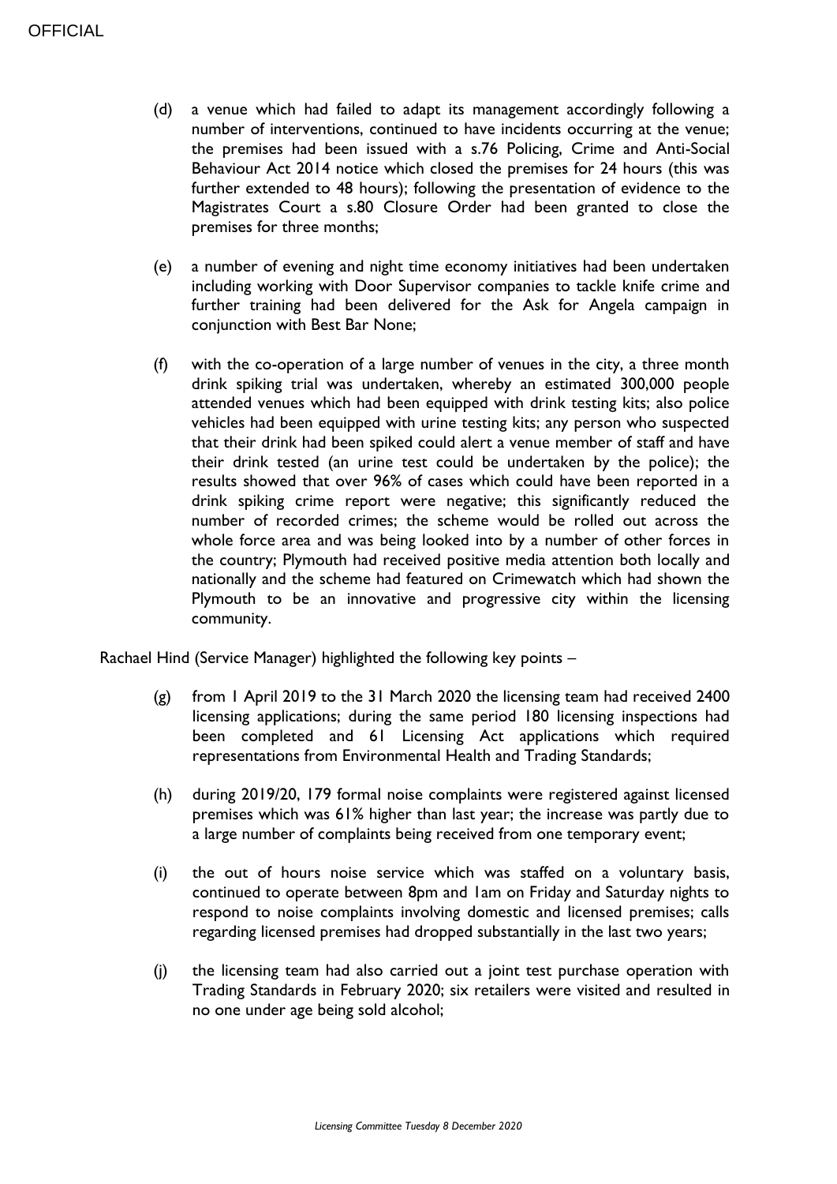(d) a venue which had failed to adapt its management accordingly following a number of interventions, continued to have incidents occurring at the venue; the premises had been issued with a s.76 Policing, Crime and Anti-Social Behaviour Act 2014 notice which closed the premises for 24 hours (this was further extended to 48 hours); following the presentation of evidence to the Magistrates Court a s.80 Closure Order had been granted to close the premises for three months;

(e) a number of evening and night time economy initiatives had been undertaken including working with Door Supervisor companies to tackle knife crime and further training had been delivered for the Ask for Angela campaign in conjunction with Best Bar None;

(f) with the co-operation of a large number of venues in the city, a three month drink spiking trial was undertaken, whereby an estimated 300,000 people attended venues which had been equipped with drink testing kits; also police vehicles had been equipped with urine testing kits; any person who suspected that their drink had been spiked could alert a venue member of staff and have their drink tested (an urine test could be undertaken by the police); the results showed that over 96% of cases which could have been reported in a drink spiking crime report were negative; this significantly reduced the number of recorded crimes; the scheme would be rolled out across the whole force area and was being looked into by a number of other forces in the country; Plymouth had received positive media attention both locally and nationally and the scheme had featured on Crimewatch which had shown the Plymouth to be an innovative and progressive city within the licensing community.

Rachael Hind (Service Manager) highlighted the following key points –

(g) from 1 April 2019 to the 31 March 2020 the licensing team had received 2400 licensing applications; during the same period 180 licensing inspections had been completed and 61 Licensing Act applications which required representations from Environmental Health and Trading Standards;

(h) during 2019/20, 179 formal noise complaints were registered against licensed premises which was 61% higher than last year; the increase was partly due to a large number of complaints being received from one temporary event;

(i) the out of hours noise service which was staffed on a voluntary basis, continued to operate between 8pm and 1am on Friday and Saturday nights to respond to noise complaints involving domestic and licensed premises; calls regarding licensed premises had dropped substantially in the last two years;

(j) the licensing team had also carried out a joint test purchase operation with Trading Standards in February 2020; six retailers were visited and resulted in no one under age being sold alcohol;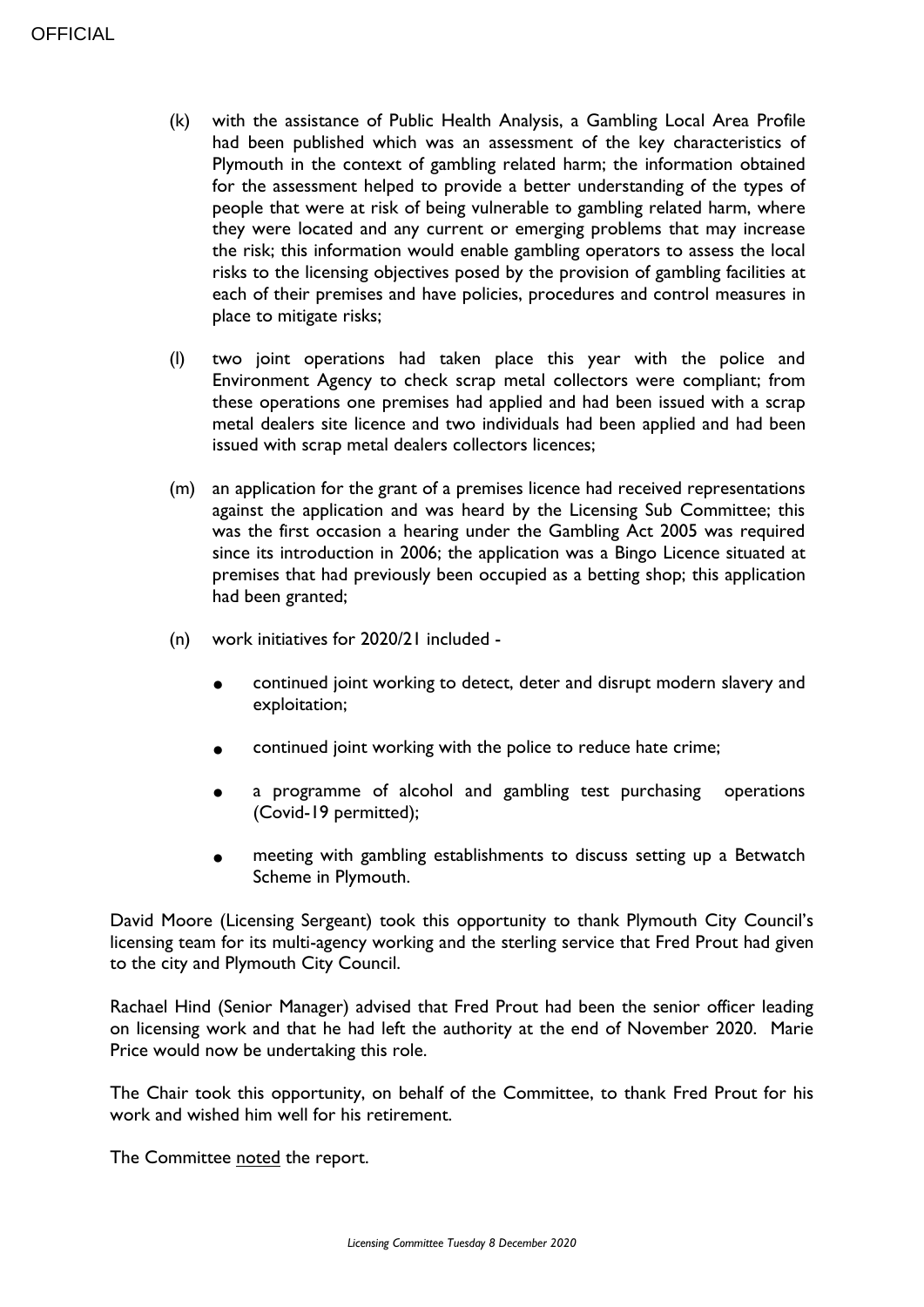(k) with the assistance of Public Health Analysis, a Gambling Local Area Profile had been published which was an assessment of the key characteristics of Plymouth in the context of gambling related harm; the information obtained for the assessment helped to provide a better understanding of the types of people that were at risk of being vulnerable to gambling related harm, where they were located and any current or emerging problems that may increase the risk; this information would enable gambling operators to assess the local risks to the licensing objectives posed by the provision of gambling facilities at each of their premises and have policies, procedures and control measures in place to mitigate risks;

(l) two joint operations had taken place this year with the police and Environment Agency to check scrap metal collectors were compliant; from these operations one premises had applied and had been issued with a scrap metal dealers site licence and two individuals had been applied and had been issued with scrap metal dealers collectors licences;

(m) an application for the grant of a premises licence had received representations against the application and was heard by the Licensing Sub Committee; this was the first occasion a hearing under the Gambling Act 2005 was required since its introduction in 2006; the application was a Bingo Licence situated at premises that had previously been occupied as a betting shop; this application had been granted;

(n) work initiatives for 2020/21 included -

- continued joint working to detect, deter and disrupt modern slavery and exploitation;
- continued joint working with the police to reduce hate crime;
- a programme of alcohol and gambling test purchasing operations (Covid-19 permitted);
- meeting with gambling establishments to discuss setting up a Betwatch Scheme in Plymouth.

David Moore (Licensing Sergeant) took this opportunity to thank Plymouth City Council's licensing team for its multi-agency working and the sterling service that Fred Prout had given to the city and Plymouth City Council.

Rachael Hind (Senior Manager) advised that Fred Prout had been the senior officer leading on licensing work and that he had left the authority at the end of November 2020. Marie Price would now be undertaking this role.

The Chair took this opportunity, on behalf of the Committee, to thank Fred Prout for his work and wished him well for his retirement.

The Committee noted the report.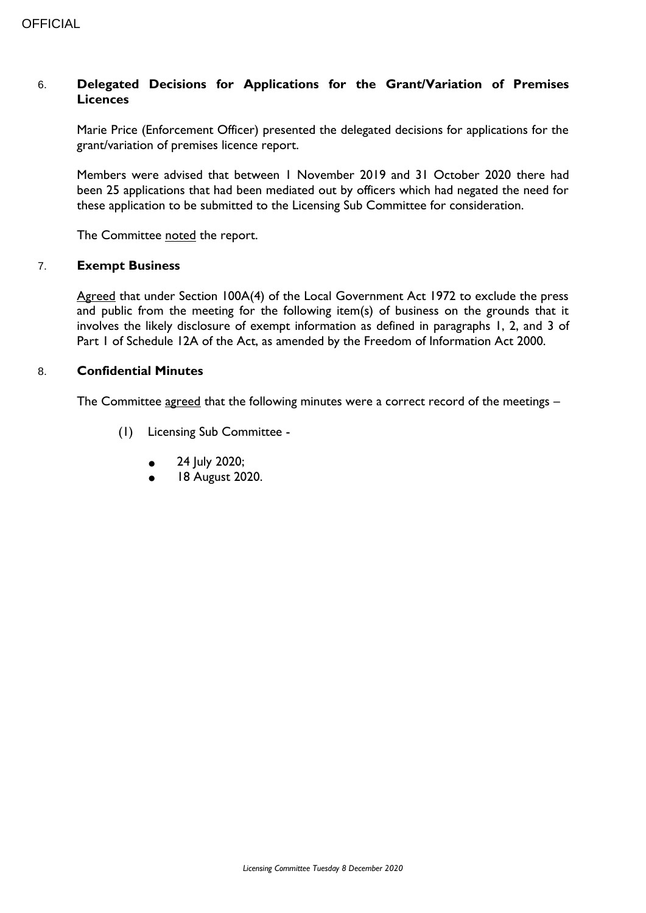## 6. Delegated Decisions for Applications for the Grant/Variation of Premises Licences

Marie Price (Enforcement Officer) presented the delegated decisions for applications for the grant/variation of premises licence report.

Members were advised that between 1 November 2019 and 31 October 2020 there had been 25 applications that had been mediated out by officers which had negated the need for these application to be submitted to the Licensing Sub Committee for consideration.

The Committee noted the report.

## 7. Exempt Business

Agreed that under Section 100A(4) of the Local Government Act 1972 to exclude the press and public from the meeting for the following item(s) of business on the grounds that it involves the likely disclosure of exempt information as defined in paragraphs 1, 2, and 3 of Part 1 of Schedule 12A of the Act, as amended by the Freedom of Information Act 2000.

## 8. Confidential Minutes

The Committee agreed that the following minutes were a correct record of the meetings –

(1) Licensing Sub Committee -

- 24 July 2020;
- 18 August 2020.